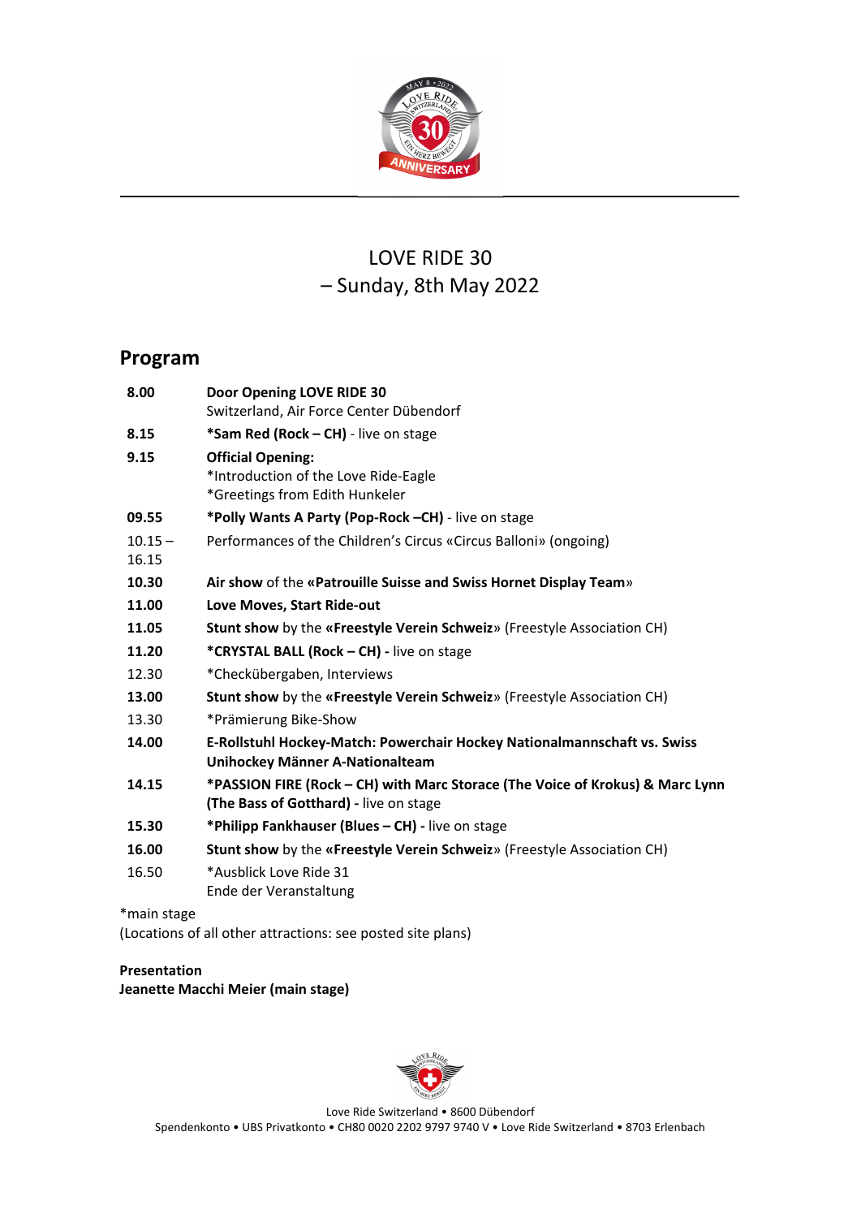# LOVE RIDE 30
# – Sunday, 8th May 2022

## Program

| | |
|---|---|
| **8.00** | **Door Opening LOVE RIDE 30**<br>Switzerland, Air Force Center Dübendorf |
| **8.15** | ***Sam Red (Rock – CH)** - live on stage |
| **9.15** | **Official Opening:**<br>*Introduction of the Love Ride-Eagle<br>*Greetings from Edith Hunkeler |
| **09.55** | ***Polly Wants A Party (Pop-Rock –CH)** - live on stage |
| 10.15 – 16.15 | Performances of the Children's Circus «Circus Balloni» (ongoing) |
| **10.30** | **Air show** of the **«Patrouille Suisse and Swiss Hornet Display Team**» |
| **11.00** | **Love Moves, Start Ride-out** |
| **11.05** | **Stunt show** by the **«Freestyle Verein Schweiz**» (Freestyle Association CH) |
| **11.20** | ***CRYSTAL BALL (Rock – CH) -** live on stage |
| 12.30 | *Checkübergaben, Interviews |
| **13.00** | **Stunt show** by the **«Freestyle Verein Schweiz**» (Freestyle Association CH) |
| 13.30 | *Prämierung Bike-Show |
| **14.00** | **E-Rollstuhl Hockey-Match: Powerchair Hockey Nationalmannschaft vs. Swiss Unihockey Männer A-Nationalteam** |
| **14.15** | ***PASSION FIRE (Rock – CH) with Marc Storace (The Voice of Krokus) & Marc Lynn (The Bass of Gotthard) -** live on stage |
| **15.30** | ***Philipp Fankhauser (Blues – CH) -** live on stage |
| **16.00** | **Stunt show** by the **«Freestyle Verein Schweiz**» (Freestyle Association CH) |
| 16.50 | *Ausblick Love Ride 31<br>Ende der Veranstaltung |

*main stage
(Locations of all other attractions: see posted site plans)

**Presentation**
**Jeanette Macchi Meier (main stage)**

Love Ride Switzerland • 8600 Dübendorf
Spendenkonto • UBS Privatkonto • CH80 0020 2202 9797 9740 V • Love Ride Switzerland • 8703 Erlenbach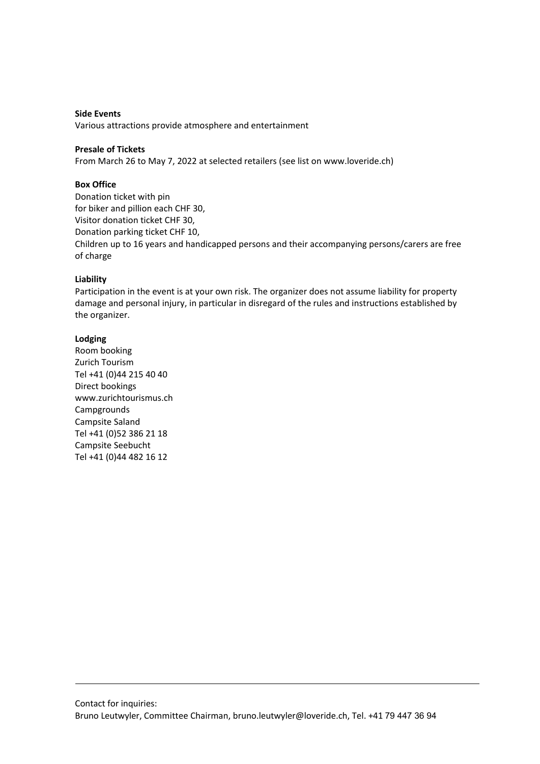**Side Events**
Various attractions provide atmosphere and entertainment

**Presale of Tickets**
From March 26 to May 7, 2022 at selected retailers (see list on www.loveride.ch)

**Box Office**
Donation ticket with pin
for biker and pillion each CHF 30,
Visitor donation ticket CHF 30,
Donation parking ticket CHF 10,
Children up to 16 years and handicapped persons and their accompanying persons/carers are free of charge

**Liability**
Participation in the event is at your own risk. The organizer does not assume liability for property damage and personal injury, in particular in disregard of the rules and instructions established by the organizer.

**Lodging**
Room booking
Zurich Tourism
Tel +41 (0)44 215 40 40
Direct bookings
www.zurichtourismus.ch
Campgrounds
Campsite Saland
Tel +41 (0)52 386 21 18
Campsite Seebucht
Tel +41 (0)44 482 16 12

---

Contact for inquiries:
Bruno Leutwyler, Committee Chairman, bruno.leutwyler@loveride.ch, Tel. +41 79 447 36 94